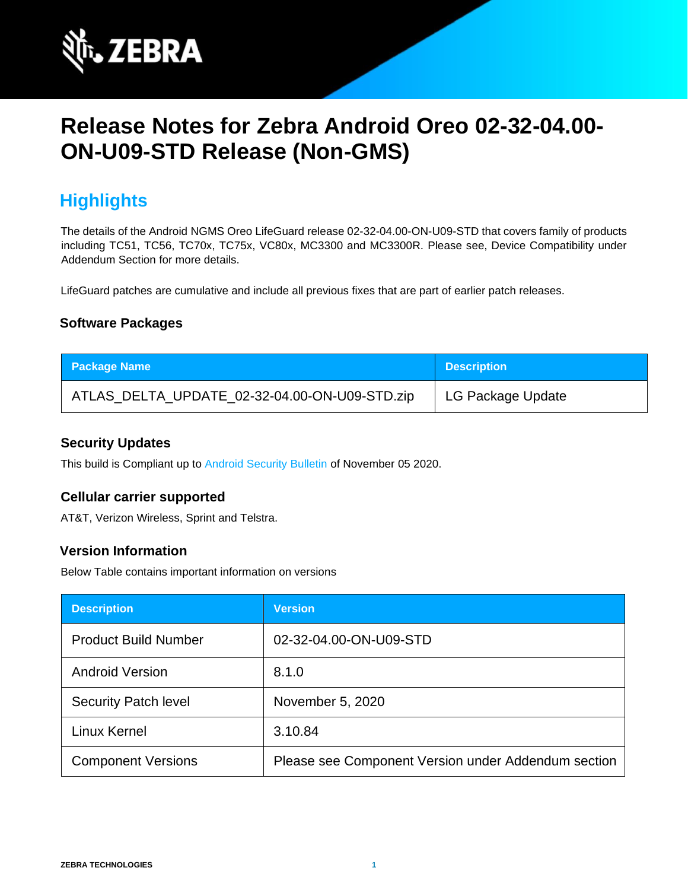# Release Notes for Zebra Android Oreo 02-32-04.00-ON-U09-STD Release (Non-GMS)

## Highlights

The details of the Android NGMS Oreo LifeGuard release 02-32-04.00-ON-U09-STD that covers family of products including TC51, TC56, TC70x, TC75x, VC80x, MC3300 and MC3300R. Please see, Device Compatibility under Addendum Section for more details.

LifeGuard patches are cumulative and include all previous fixes that are part of earlier patch releases.

### Software Packages

| Package Name | Description |
| --- | --- |
| ATLAS_DELTA_UPDATE_02-32-04.00-ON-U09-STD.zip | LG Package Update |

### Security Updates

This build is Compliant up to Android Security Bulletin of November 05 2020.

### Cellular carrier supported

AT&T, Verizon Wireless, Sprint and Telstra.

### Version Information

Below Table contains important information on versions

| Description | Version |
| --- | --- |
| Product Build Number | 02-32-04.00-ON-U09-STD |
| Android Version | 8.1.0 |
| Security Patch level | November 5, 2020 |
| Linux Kernel | 3.10.84 |
| Component Versions | Please see Component Version under Addendum section |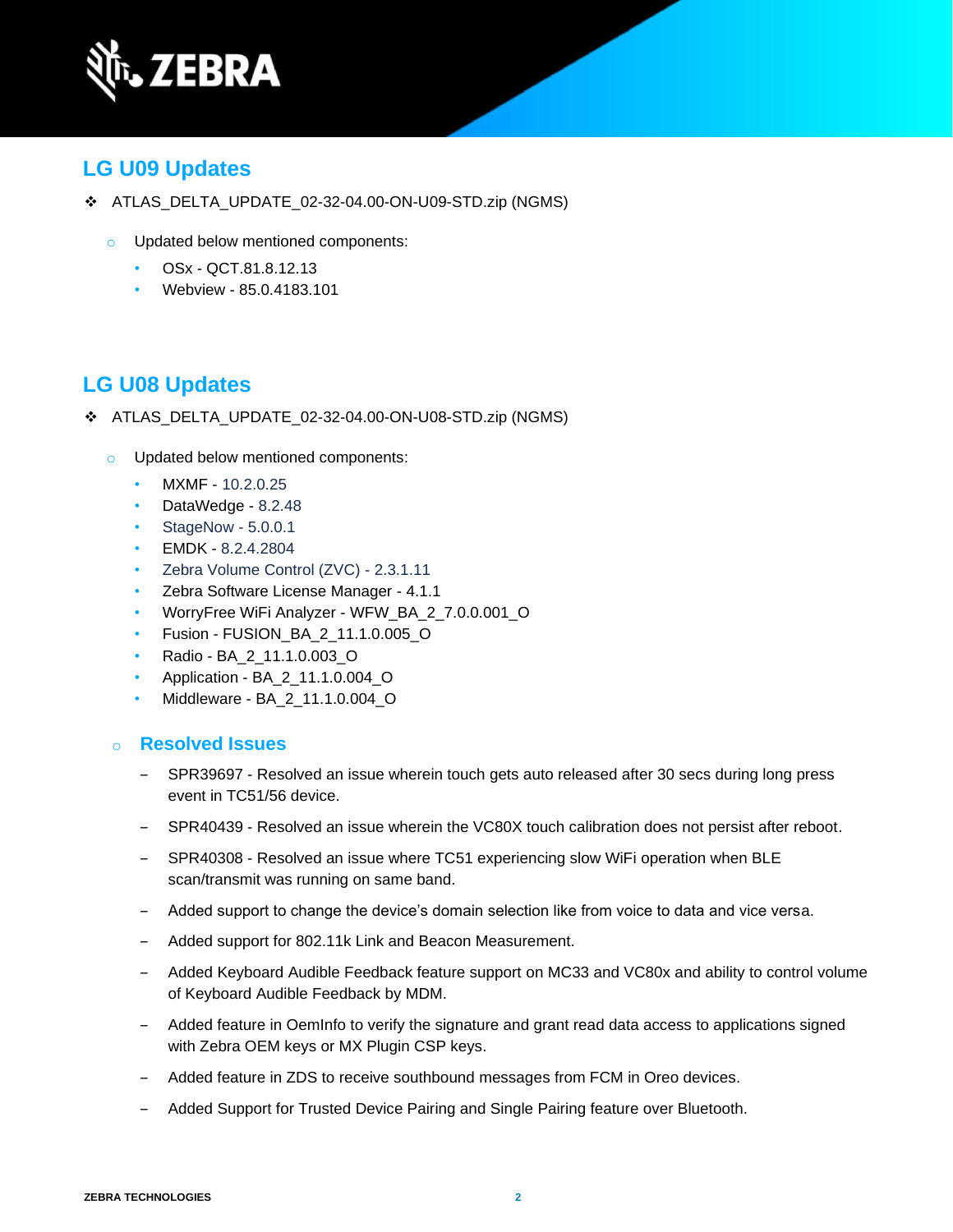## LG U09 Updates

- ATLAS_DELTA_UPDATE_02-32-04.00-ON-U09-STD.zip (NGMS)
  - Updated below mentioned components:
    - OSx - QCT.81.8.12.13
    - Webview - 85.0.4183.101

## LG U08 Updates

- ATLAS_DELTA_UPDATE_02-32-04.00-ON-U08-STD.zip (NGMS)
  - Updated below mentioned components:
    - MXMF - 10.2.0.25
    - DataWedge - 8.2.48
    - StageNow - 5.0.0.1
    - EMDK - 8.2.4.2804
    - Zebra Volume Control (ZVC) - 2.3.1.11
    - Zebra Software License Manager - 4.1.1
    - WorryFree WiFi Analyzer - WFW_BA_2_7.0.0.001_O
    - Fusion - FUSION_BA_2_11.1.0.005_O
    - Radio - BA_2_11.1.0.003_O
    - Application - BA_2_11.1.0.004_O
    - Middleware - BA_2_11.1.0.004_O

### Resolved Issues

- SPR39697 - Resolved an issue wherein touch gets auto released after 30 secs during long press event in TC51/56 device.
- SPR40439 - Resolved an issue wherein the VC80X touch calibration does not persist after reboot.
- SPR40308 - Resolved an issue where TC51 experiencing slow WiFi operation when BLE scan/transmit was running on same band.
- Added support to change the device's domain selection like from voice to data and vice versa.
- Added support for 802.11k Link and Beacon Measurement.
- Added Keyboard Audible Feedback feature support on MC33 and VC80x and ability to control volume of Keyboard Audible Feedback by MDM.
- Added feature in OemInfo to verify the signature and grant read data access to applications signed with Zebra OEM keys or MX Plugin CSP keys.
- Added feature in ZDS to receive southbound messages from FCM in Oreo devices.
- Added Support for Trusted Device Pairing and Single Pairing feature over Bluetooth.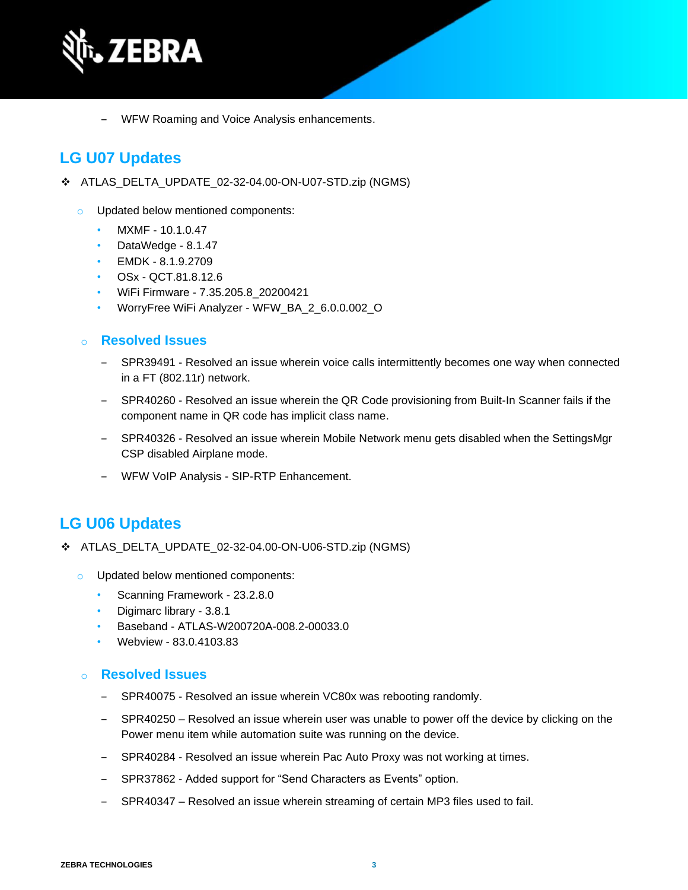– WFW Roaming and Voice Analysis enhancements.

## LG U07 Updates

- ATLAS_DELTA_UPDATE_02-32-04.00-ON-U07-STD.zip (NGMS)
  - Updated below mentioned components:
    - MXMF - 10.1.0.47
    - DataWedge - 8.1.47
    - EMDK - 8.1.9.2709
    - OSx - QCT.81.8.12.6
    - WiFi Firmware - 7.35.205.8_20200421
    - WorryFree WiFi Analyzer - WFW_BA_2_6.0.0.002_O

### Resolved Issues

– SPR39491 - Resolved an issue wherein voice calls intermittently becomes one way when connected in a FT (802.11r) network.

– SPR40260 - Resolved an issue wherein the QR Code provisioning from Built-In Scanner fails if the component name in QR code has implicit class name.

– SPR40326 - Resolved an issue wherein Mobile Network menu gets disabled when the SettingsMgr CSP disabled Airplane mode.

– WFW VoIP Analysis - SIP-RTP Enhancement.

## LG U06 Updates

- ATLAS_DELTA_UPDATE_02-32-04.00-ON-U06-STD.zip (NGMS)
  - Updated below mentioned components:
    - Scanning Framework - 23.2.8.0
    - Digimarc library - 3.8.1
    - Baseband - ATLAS-W200720A-008.2-00033.0
    - Webview - 83.0.4103.83

### Resolved Issues

– SPR40075 - Resolved an issue wherein VC80x was rebooting randomly.

– SPR40250 – Resolved an issue wherein user was unable to power off the device by clicking on the Power menu item while automation suite was running on the device.

– SPR40284 - Resolved an issue wherein Pac Auto Proxy was not working at times.

– SPR37862 - Added support for “Send Characters as Events” option.

– SPR40347 – Resolved an issue wherein streaming of certain MP3 files used to fail.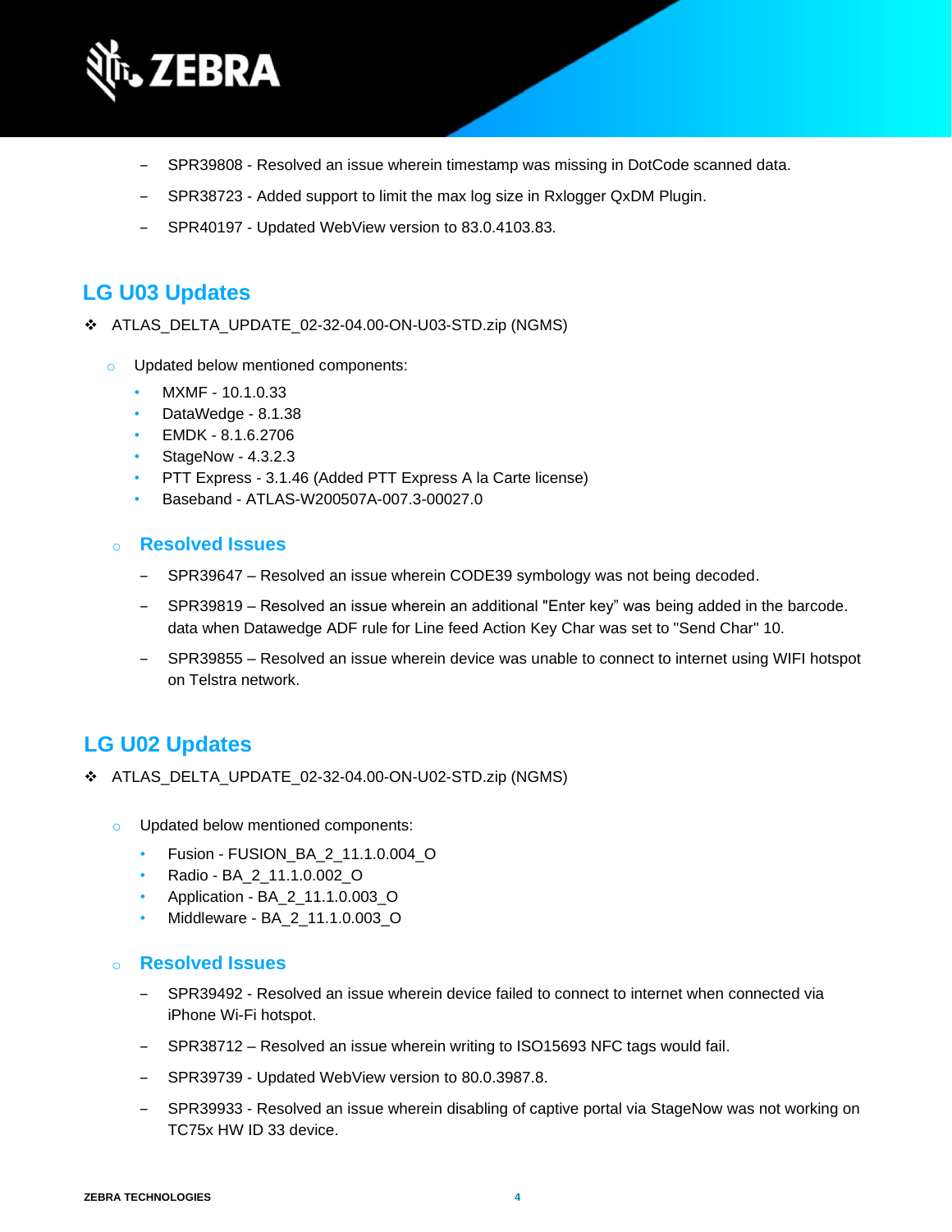- SPR39808 - Resolved an issue wherein timestamp was missing in DotCode scanned data.
- SPR38723 - Added support to limit the max log size in Rxlogger QxDM Plugin.
- SPR40197 - Updated WebView version to 83.0.4103.83.

## LG U03 Updates

❖ ATLAS_DELTA_UPDATE_02-32-04.00-ON-U03-STD.zip (NGMS)

- Updated below mentioned components:
  - MXMF - 10.1.0.33
  - DataWedge - 8.1.38
  - EMDK - 8.1.6.2706
  - StageNow - 4.3.2.3
  - PTT Express - 3.1.46 (Added PTT Express A la Carte license)
  - Baseband - ATLAS-W200507A-007.3-00027.0

### Resolved Issues

- SPR39647 – Resolved an issue wherein CODE39 symbology was not being decoded.
- SPR39819 – Resolved an issue wherein an additional "Enter key" was being added in the barcode. data when Datawedge ADF rule for Line feed Action Key Char was set to "Send Char" 10.
- SPR39855 – Resolved an issue wherein device was unable to connect to internet using WIFI hotspot on Telstra network.

## LG U02 Updates

❖ ATLAS_DELTA_UPDATE_02-32-04.00-ON-U02-STD.zip (NGMS)

- Updated below mentioned components:
  - Fusion - FUSION_BA_2_11.1.0.004_O
  - Radio - BA_2_11.1.0.002_O
  - Application - BA_2_11.1.0.003_O
  - Middleware - BA_2_11.1.0.003_O

### Resolved Issues

- SPR39492 - Resolved an issue wherein device failed to connect to internet when connected via iPhone Wi-Fi hotspot.
- SPR38712 – Resolved an issue wherein writing to ISO15693 NFC tags would fail.
- SPR39739 - Updated WebView version to 80.0.3987.8.
- SPR39933 - Resolved an issue wherein disabling of captive portal via StageNow was not working on TC75x HW ID 33 device.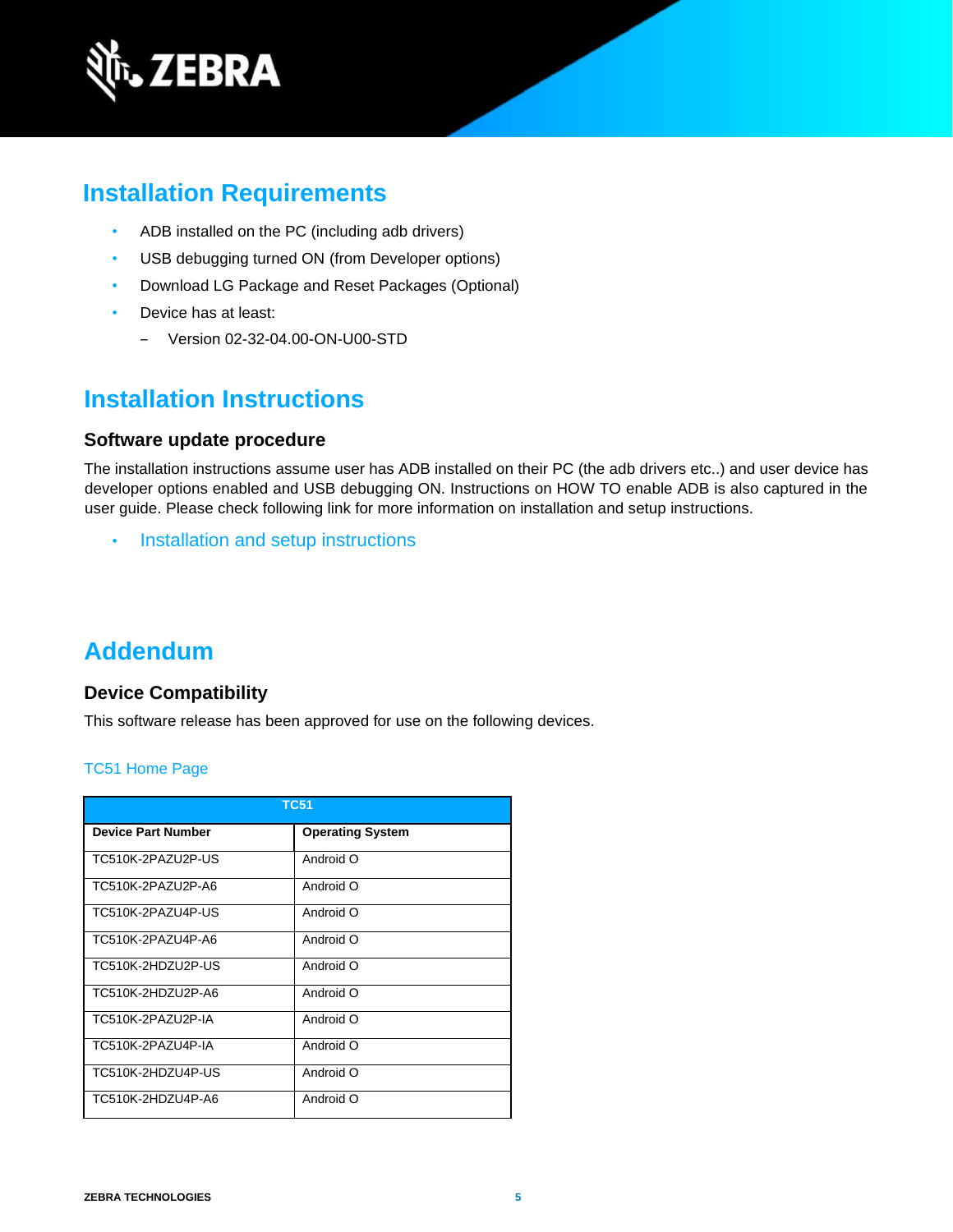## Installation Requirements

- ADB installed on the PC (including adb drivers)
- USB debugging turned ON (from Developer options)
- Download LG Package and Reset Packages (Optional)
- Device has at least:
  - Version 02-32-04.00-ON-U00-STD

## Installation Instructions

### Software update procedure

The installation instructions assume user has ADB installed on their PC (the adb drivers etc..) and user device has developer options enabled and USB debugging ON. Instructions on HOW TO enable ADB is also captured in the user guide. Please check following link for more information on installation and setup instructions.

- Installation and setup instructions

## Addendum

### Device Compatibility

This software release has been approved for use on the following devices.

TC51 Home Page

| TC51 | |
|---|---|
| **Device Part Number** | **Operating System** |
| TC510K-2PAZU2P-US | Android O |
| TC510K-2PAZU2P-A6 | Android O |
| TC510K-2PAZU4P-US | Android O |
| TC510K-2PAZU4P-A6 | Android O |
| TC510K-2HDZU2P-US | Android O |
| TC510K-2HDZU2P-A6 | Android O |
| TC510K-2PAZU2P-IA | Android O |
| TC510K-2PAZU4P-IA | Android O |
| TC510K-2HDZU4P-US | Android O |
| TC510K-2HDZU4P-A6 | Android O |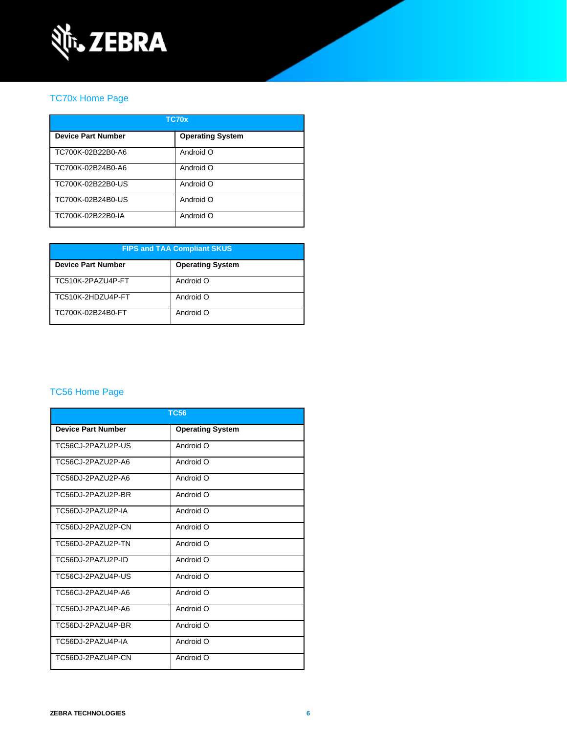## TC70x Home Page

| TC70x | |
|---|---|
| **Device Part Number** | **Operating System** |
| TC700K-02B22B0-A6 | Android O |
| TC700K-02B24B0-A6 | Android O |
| TC700K-02B22B0-US | Android O |
| TC700K-02B24B0-US | Android O |
| TC700K-02B22B0-IA | Android O |

| FIPS and TAA Compliant SKUS | |
|---|---|
| **Device Part Number** | **Operating System** |
| TC510K-2PAZU4P-FT | Android O |
| TC510K-2HDZU4P-FT | Android O |
| TC700K-02B24B0-FT | Android O |

## TC56 Home Page

| TC56 | |
|---|---|
| **Device Part Number** | **Operating System** |
| TC56CJ-2PAZU2P-US | Android O |
| TC56CJ-2PAZU2P-A6 | Android O |
| TC56DJ-2PAZU2P-A6 | Android O |
| TC56DJ-2PAZU2P-BR | Android O |
| TC56DJ-2PAZU2P-IA | Android O |
| TC56DJ-2PAZU2P-CN | Android O |
| TC56DJ-2PAZU2P-TN | Android O |
| TC56DJ-2PAZU2P-ID | Android O |
| TC56CJ-2PAZU4P-US | Android O |
| TC56CJ-2PAZU4P-A6 | Android O |
| TC56DJ-2PAZU4P-A6 | Android O |
| TC56DJ-2PAZU4P-BR | Android O |
| TC56DJ-2PAZU4P-IA | Android O |
| TC56DJ-2PAZU4P-CN | Android O |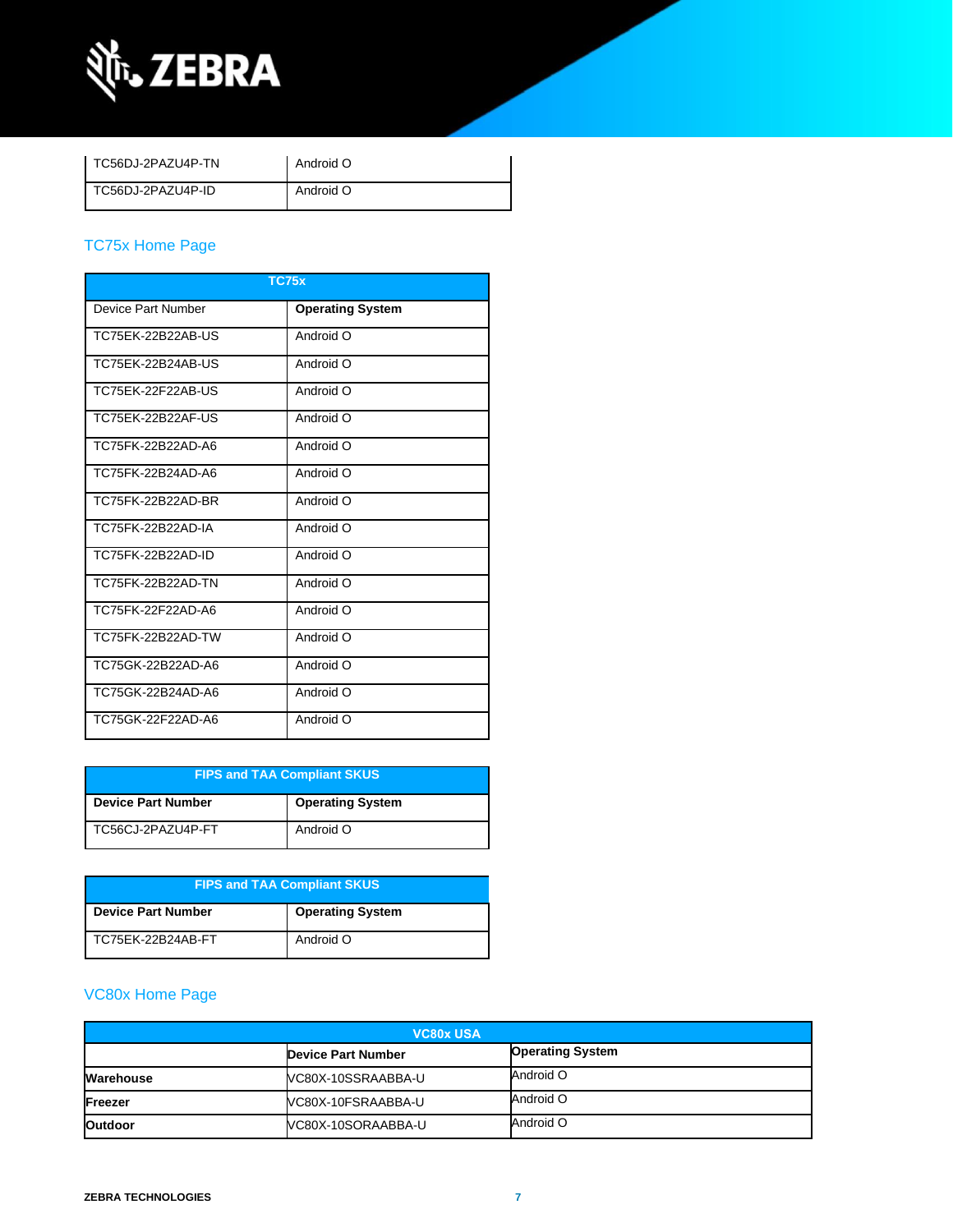| TC56DJ-2PAZU4P-TN | Android O |
|---|---|
| TC56DJ-2PAZU4P-ID | Android O |

## TC75x Home Page

| TC75x | |
|---|---|
| Device Part Number | **Operating System** |
| TC75EK-22B22AB-US | Android O |
| TC75EK-22B24AB-US | Android O |
| TC75EK-22F22AB-US | Android O |
| TC75EK-22B22AF-US | Android O |
| TC75FK-22B22AD-A6 | Android O |
| TC75FK-22B24AD-A6 | Android O |
| TC75FK-22B22AD-BR | Android O |
| TC75FK-22B22AD-IA | Android O |
| TC75FK-22B22AD-ID | Android O |
| TC75FK-22B22AD-TN | Android O |
| TC75FK-22F22AD-A6 | Android O |
| TC75FK-22B22AD-TW | Android O |
| TC75GK-22B22AD-A6 | Android O |
| TC75GK-22B24AD-A6 | Android O |
| TC75GK-22F22AD-A6 | Android O |

| FIPS and TAA Compliant SKUS | |
|---|---|
| **Device Part Number** | **Operating System** |
| TC56CJ-2PAZU4P-FT | Android O |

| FIPS and TAA Compliant SKUS | |
|---|---|
| **Device Part Number** | **Operating System** |
| TC75EK-22B24AB-FT | Android O |

## VC80x Home Page

| VC80x USA | | |
|---|---|---|
| | **Device Part Number** | **Operating System** |
| **Warehouse** | VC80X-10SSRAABBA-U | Android O |
| **Freezer** | VC80X-10FSRAABBA-U | Android O |
| **Outdoor** | VC80X-10SORAABBA-U | Android O |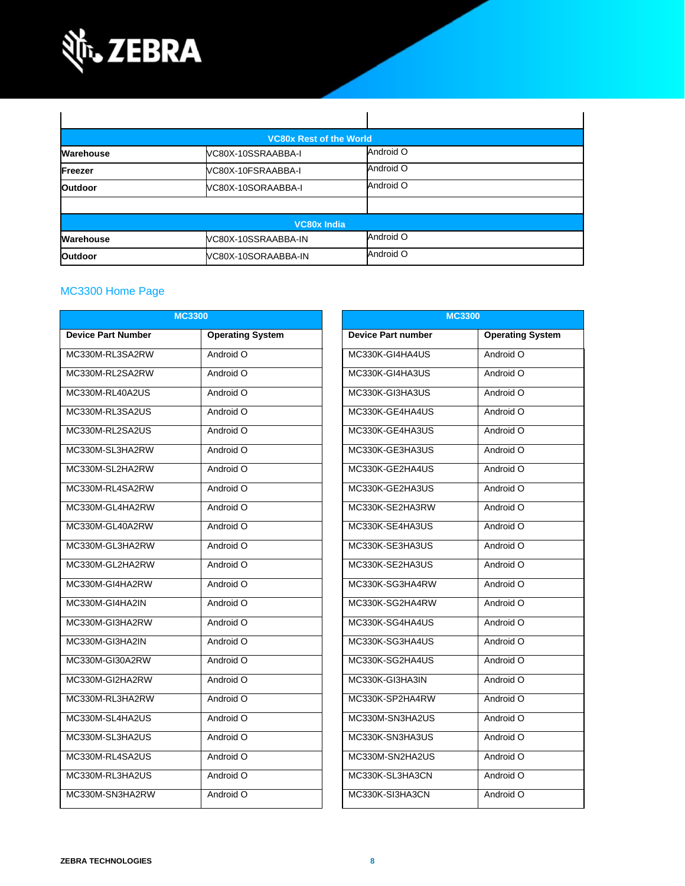| | | |
|---|---|---|
| **VC80x Rest of the World** | | |
| **Warehouse** | VC80X-10SSRAABBA-I | Android O |
| **Freezer** | VC80X-10FSRAABBA-I | Android O |
| **Outdoor** | VC80X-10SORAABBA-I | Android O |
| | | |
| **VC80x India** | | |
| **Warehouse** | VC80X-10SSRAABBA-IN | Android O |
| **Outdoor** | VC80X-10SORAABBA-IN | Android O |

## MC3300 Home Page

| **MC3300** | |
|---|---|
| **Device Part Number** | **Operating System** |
| MC330M-RL3SA2RW | Android O |
| MC330M-RL2SA2RW | Android O |
| MC330M-RL40A2US | Android O |
| MC330M-RL3SA2US | Android O |
| MC330M-RL2SA2US | Android O |
| MC330M-SL3HA2RW | Android O |
| MC330M-SL2HA2RW | Android O |
| MC330M-RL4SA2RW | Android O |
| MC330M-GL4HA2RW | Android O |
| MC330M-GL40A2RW | Android O |
| MC330M-GL3HA2RW | Android O |
| MC330M-GL2HA2RW | Android O |
| MC330M-GI4HA2RW | Android O |
| MC330M-GI4HA2IN | Android O |
| MC330M-GI3HA2RW | Android O |
| MC330M-GI3HA2IN | Android O |
| MC330M-GI30A2RW | Android O |
| MC330M-GI2HA2RW | Android O |
| MC330M-RL3HA2RW | Android O |
| MC330M-SL4HA2US | Android O |
| MC330M-SL3HA2US | Android O |
| MC330M-RL4SA2US | Android O |
| MC330M-RL3HA2US | Android O |
| MC330M-SN3HA2RW | Android O |

| **MC3300** | |
|---|---|
| **Device Part number** | **Operating System** |
| MC330K-GI4HA4US | Android O |
| MC330K-GI4HA3US | Android O |
| MC330K-GI3HA3US | Android O |
| MC330K-GE4HA4US | Android O |
| MC330K-GE4HA3US | Android O |
| MC330K-GE3HA3US | Android O |
| MC330K-GE2HA4US | Android O |
| MC330K-GE2HA3US | Android O |
| MC330K-SE2HA3RW | Android O |
| MC330K-SE4HA3US | Android O |
| MC330K-SE3HA3US | Android O |
| MC330K-SE2HA3US | Android O |
| MC330K-SG3HA4RW | Android O |
| MC330K-SG2HA4RW | Android O |
| MC330K-SG4HA4US | Android O |
| MC330K-SG3HA4US | Android O |
| MC330K-SG2HA4US | Android O |
| MC330K-GI3HA3IN | Android O |
| MC330K-SP2HA4RW | Android O |
| MC330M-SN3HA2US | Android O |
| MC330K-SN3HA3US | Android O |
| MC330M-SN2HA2US | Android O |
| MC330K-SL3HA3CN | Android O |
| MC330K-SI3HA3CN | Android O |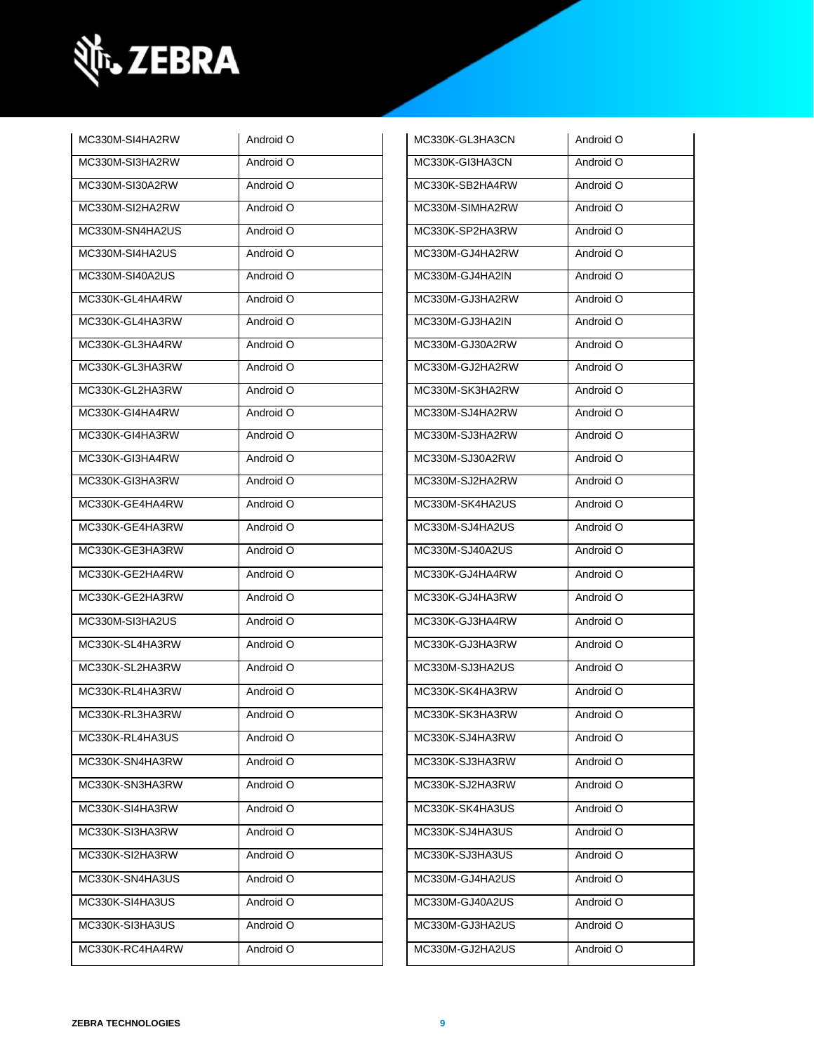| | |
|---|---|
| MC330M-SI4HA2RW | Android O |
| MC330M-SI3HA2RW | Android O |
| MC330M-SI30A2RW | Android O |
| MC330M-SI2HA2RW | Android O |
| MC330M-SN4HA2US | Android O |
| MC330M-SI4HA2US | Android O |
| MC330M-SI40A2US | Android O |
| MC330K-GL4HA4RW | Android O |
| MC330K-GL4HA3RW | Android O |
| MC330K-GL3HA4RW | Android O |
| MC330K-GL3HA3RW | Android O |
| MC330K-GL2HA3RW | Android O |
| MC330K-GI4HA4RW | Android O |
| MC330K-GI4HA3RW | Android O |
| MC330K-GI3HA4RW | Android O |
| MC330K-GI3HA3RW | Android O |
| MC330K-GE4HA4RW | Android O |
| MC330K-GE4HA3RW | Android O |
| MC330K-GE3HA3RW | Android O |
| MC330K-GE2HA4RW | Android O |
| MC330K-GE2HA3RW | Android O |
| MC330M-SI3HA2US | Android O |
| MC330K-SL4HA3RW | Android O |
| MC330K-SL2HA3RW | Android O |
| MC330K-RL4HA3RW | Android O |
| MC330K-RL3HA3RW | Android O |
| MC330K-RL4HA3US | Android O |
| MC330K-SN4HA3RW | Android O |
| MC330K-SN3HA3RW | Android O |
| MC330K-SI4HA3RW | Android O |
| MC330K-SI3HA3RW | Android O |
| MC330K-SI2HA3RW | Android O |
| MC330K-SN4HA3US | Android O |
| MC330K-SI4HA3US | Android O |
| MC330K-SI3HA3US | Android O |
| MC330K-RC4HA4RW | Android O |

| | |
|---|---|
| MC330K-GL3HA3CN | Android O |
| MC330K-GI3HA3CN | Android O |
| MC330K-SB2HA4RW | Android O |
| MC330M-SIMHA2RW | Android O |
| MC330K-SP2HA3RW | Android O |
| MC330M-GJ4HA2RW | Android O |
| MC330M-GJ4HA2IN | Android O |
| MC330M-GJ3HA2RW | Android O |
| MC330M-GJ3HA2IN | Android O |
| MC330M-GJ30A2RW | Android O |
| MC330M-GJ2HA2RW | Android O |
| MC330M-SK3HA2RW | Android O |
| MC330M-SJ4HA2RW | Android O |
| MC330M-SJ3HA2RW | Android O |
| MC330M-SJ30A2RW | Android O |
| MC330M-SJ2HA2RW | Android O |
| MC330M-SK4HA2US | Android O |
| MC330M-SJ4HA2US | Android O |
| MC330M-SJ40A2US | Android O |
| MC330K-GJ4HA4RW | Android O |
| MC330K-GJ4HA3RW | Android O |
| MC330K-GJ3HA4RW | Android O |
| MC330K-GJ3HA3RW | Android O |
| MC330M-SJ3HA2US | Android O |
| MC330K-SK4HA3RW | Android O |
| MC330K-SK3HA3RW | Android O |
| MC330K-SJ4HA3RW | Android O |
| MC330K-SJ3HA3RW | Android O |
| MC330K-SJ2HA3RW | Android O |
| MC330K-SK4HA3US | Android O |
| MC330K-SJ4HA3US | Android O |
| MC330K-SJ3HA3US | Android O |
| MC330M-GJ4HA2US | Android O |
| MC330M-GJ40A2US | Android O |
| MC330M-GJ3HA2US | Android O |
| MC330M-GJ2HA2US | Android O |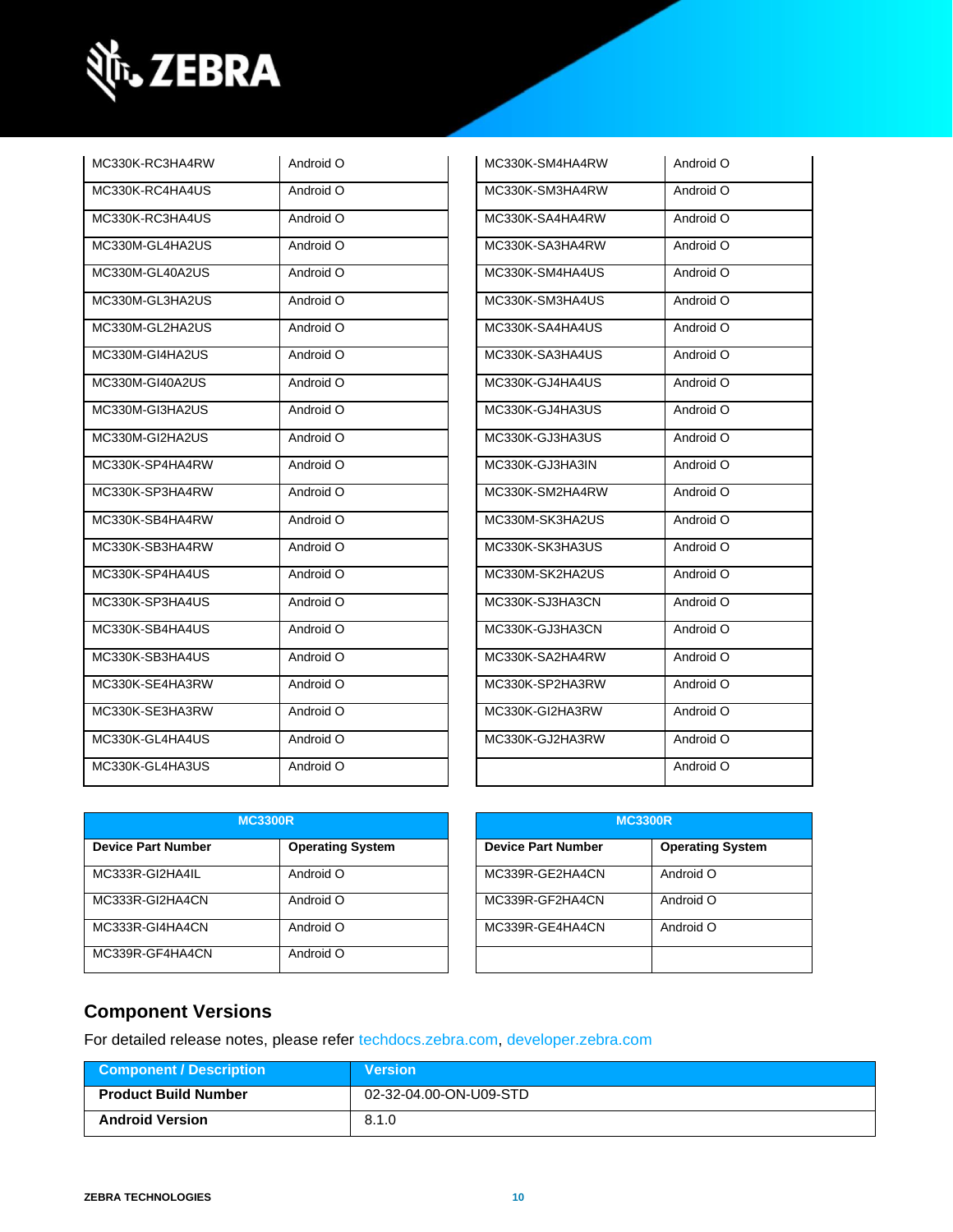| | |
|---|---|
| MC330K-RC3HA4RW | Android O |
| MC330K-RC4HA4US | Android O |
| MC330K-RC3HA4US | Android O |
| MC330M-GL4HA2US | Android O |
| MC330M-GL40A2US | Android O |
| MC330M-GL3HA2US | Android O |
| MC330M-GL2HA2US | Android O |
| MC330M-GI4HA2US | Android O |
| MC330M-GI40A2US | Android O |
| MC330M-GI3HA2US | Android O |
| MC330M-GI2HA2US | Android O |
| MC330K-SP4HA4RW | Android O |
| MC330K-SP3HA4RW | Android O |
| MC330K-SB4HA4RW | Android O |
| MC330K-SB3HA4RW | Android O |
| MC330K-SP4HA4US | Android O |
| MC330K-SP3HA4US | Android O |
| MC330K-SB4HA4US | Android O |
| MC330K-SB3HA4US | Android O |
| MC330K-SE4HA3RW | Android O |
| MC330K-SE3HA3RW | Android O |
| MC330K-GL4HA4US | Android O |
| MC330K-GL4HA3US | Android O |

| | |
|---|---|
| MC330K-SM4HA4RW | Android O |
| MC330K-SM3HA4RW | Android O |
| MC330K-SA4HA4RW | Android O |
| MC330K-SA3HA4RW | Android O |
| MC330K-SM4HA4US | Android O |
| MC330K-SM3HA4US | Android O |
| MC330K-SA4HA4US | Android O |
| MC330K-SA3HA4US | Android O |
| MC330K-GJ4HA4US | Android O |
| MC330K-GJ4HA3US | Android O |
| MC330K-GJ3HA3US | Android O |
| MC330K-GJ3HA3IN | Android O |
| MC330K-SM2HA4RW | Android O |
| MC330M-SK3HA2US | Android O |
| MC330K-SK3HA3US | Android O |
| MC330M-SK2HA2US | Android O |
| MC330K-SJ3HA3CN | Android O |
| MC330K-GJ3HA3CN | Android O |
| MC330K-SA2HA4RW | Android O |
| MC330K-SP2HA3RW | Android O |
| MC330K-GI2HA3RW | Android O |
| MC330K-GJ2HA3RW | Android O |
| | Android O |

| MC3300R | |
|---|---|
| **Device Part Number** | **Operating System** |
| MC333R-GI2HA4IL | Android O |
| MC333R-GI2HA4CN | Android O |
| MC333R-GI4HA4CN | Android O |
| MC339R-GF4HA4CN | Android O |

| MC3300R | |
|---|---|
| **Device Part Number** | **Operating System** |
| MC339R-GE2HA4CN | Android O |
| MC339R-GF2HA4CN | Android O |
| MC339R-GE4HA4CN | Android O |
| | |

## Component Versions

For detailed release notes, please refer techdocs.zebra.com, developer.zebra.com

| Component / Description | Version |
|---|---|
| **Product Build Number** | 02-32-04.00-ON-U09-STD |
| **Android Version** | 8.1.0 |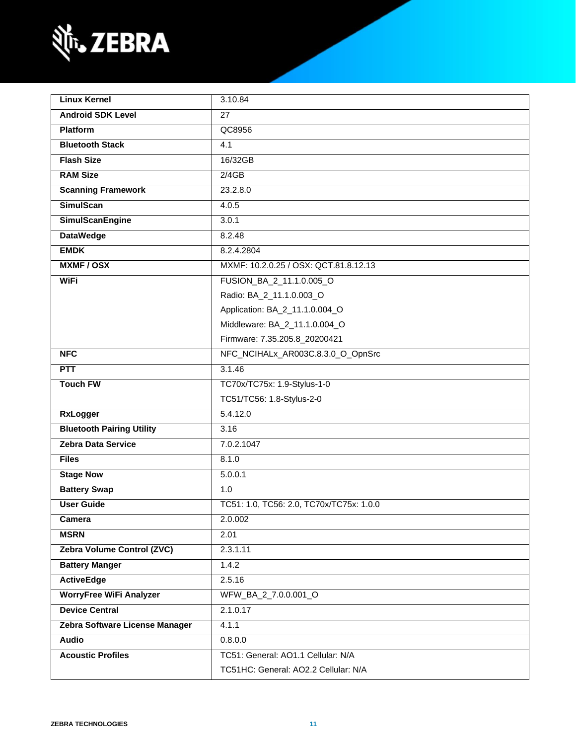| | |
|---|---|
| **Linux Kernel** | 3.10.84 |
| **Android SDK Level** | 27 |
| **Platform** | QC8956 |
| **Bluetooth Stack** | 4.1 |
| **Flash Size** | 16/32GB |
| **RAM Size** | 2/4GB |
| **Scanning Framework** | 23.2.8.0 |
| **SimulScan** | 4.0.5 |
| **SimulScanEngine** | 3.0.1 |
| **DataWedge** | 8.2.48 |
| **EMDK** | 8.2.4.2804 |
| **MXMF / OSX** | MXMF: 10.2.0.25 / OSX: QCT.81.8.12.13 |
| **WiFi** | FUSION_BA_2_11.1.0.005_O<br>Radio: BA_2_11.1.0.003_O<br>Application: BA_2_11.1.0.004_O<br>Middleware: BA_2_11.1.0.004_O<br>Firmware: 7.35.205.8_20200421 |
| **NFC** | NFC_NCIHALx_AR003C.8.3.0_O_OpnSrc |
| **PTT** | 3.1.46 |
| **Touch FW** | TC70x/TC75x: 1.9-Stylus-1-0<br>TC51/TC56: 1.8-Stylus-2-0 |
| **RxLogger** | 5.4.12.0 |
| **Bluetooth Pairing Utility** | 3.16 |
| **Zebra Data Service** | 7.0.2.1047 |
| **Files** | 8.1.0 |
| **Stage Now** | 5.0.0.1 |
| **Battery Swap** | 1.0 |
| **User Guide** | TC51: 1.0, TC56: 2.0, TC70x/TC75x: 1.0.0 |
| **Camera** | 2.0.002 |
| **MSRN** | 2.01 |
| **Zebra Volume Control (ZVC)** | 2.3.1.11 |
| **Battery Manger** | 1.4.2 |
| **ActiveEdge** | 2.5.16 |
| **WorryFree WiFi Analyzer** | WFW_BA_2_7.0.0.001_O |
| **Device Central** | 2.1.0.17 |
| **Zebra Software License Manager** | 4.1.1 |
| **Audio** | 0.8.0.0 |
| **Acoustic Profiles** | TC51: General: AO1.1 Cellular: N/A<br>TC51HC: General: AO2.2 Cellular: N/A |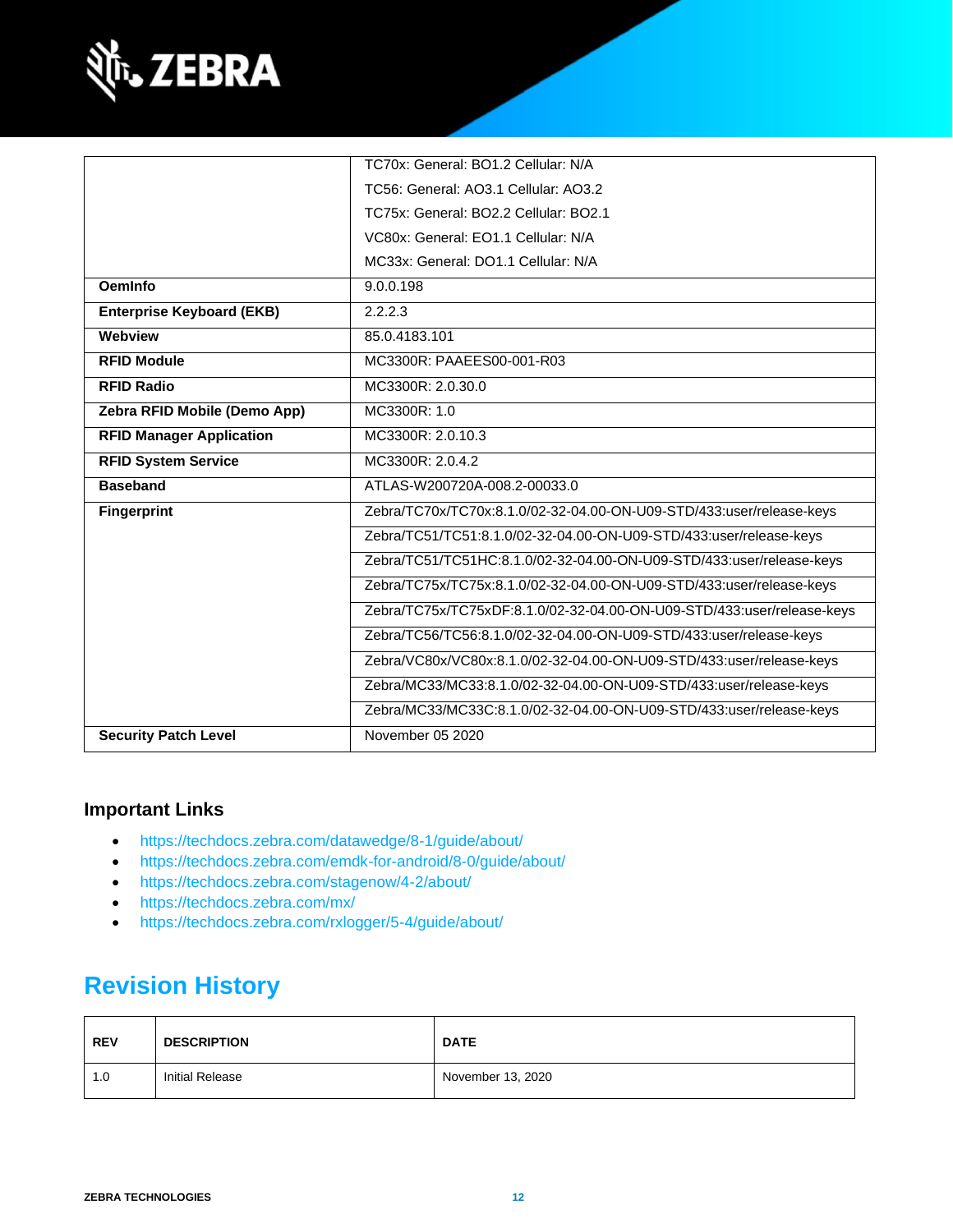| | |
|---|---|
| | TC70x: General: BO1.2 Cellular: N/A<br>TC56: General: AO3.1 Cellular: AO3.2<br>TC75x: General: BO2.2 Cellular: BO2.1<br>VC80x: General: EO1.1 Cellular: N/A<br>MC33x: General: DO1.1 Cellular: N/A |
| **OemInfo** | 9.0.0.198 |
| **Enterprise Keyboard (EKB)** | 2.2.2.3 |
| **Webview** | 85.0.4183.101 |
| **RFID Module** | MC3300R: PAAEES00-001-R03 |
| **RFID Radio** | MC3300R: 2.0.30.0 |
| **Zebra RFID Mobile (Demo App)** | MC3300R: 1.0 |
| **RFID Manager Application** | MC3300R: 2.0.10.3 |
| **RFID System Service** | MC3300R: 2.0.4.2 |
| **Baseband** | ATLAS-W200720A-008.2-00033.0 |
| **Fingerprint** | Zebra/TC70x/TC70x:8.1.0/02-32-04.00-ON-U09-STD/433:user/release-keys |
| | Zebra/TC51/TC51:8.1.0/02-32-04.00-ON-U09-STD/433:user/release-keys |
| | Zebra/TC51/TC51HC:8.1.0/02-32-04.00-ON-U09-STD/433:user/release-keys |
| | Zebra/TC75x/TC75x:8.1.0/02-32-04.00-ON-U09-STD/433:user/release-keys |
| | Zebra/TC75x/TC75xDF:8.1.0/02-32-04.00-ON-U09-STD/433:user/release-keys |
| | Zebra/TC56/TC56:8.1.0/02-32-04.00-ON-U09-STD/433:user/release-keys |
| | Zebra/VC80x/VC80x:8.1.0/02-32-04.00-ON-U09-STD/433:user/release-keys |
| | Zebra/MC33/MC33:8.1.0/02-32-04.00-ON-U09-STD/433:user/release-keys |
| | Zebra/MC33/MC33C:8.1.0/02-32-04.00-ON-U09-STD/433:user/release-keys |
| **Security Patch Level** | November 05 2020 |

### Important Links

- https://techdocs.zebra.com/datawedge/8-1/guide/about/
- https://techdocs.zebra.com/emdk-for-android/8-0/guide/about/
- https://techdocs.zebra.com/stagenow/4-2/about/
- https://techdocs.zebra.com/mx/
- https://techdocs.zebra.com/rxlogger/5-4/guide/about/

## Revision History

| REV | DESCRIPTION | DATE |
|---|---|---|
| 1.0 | Initial Release | November 13, 2020 |